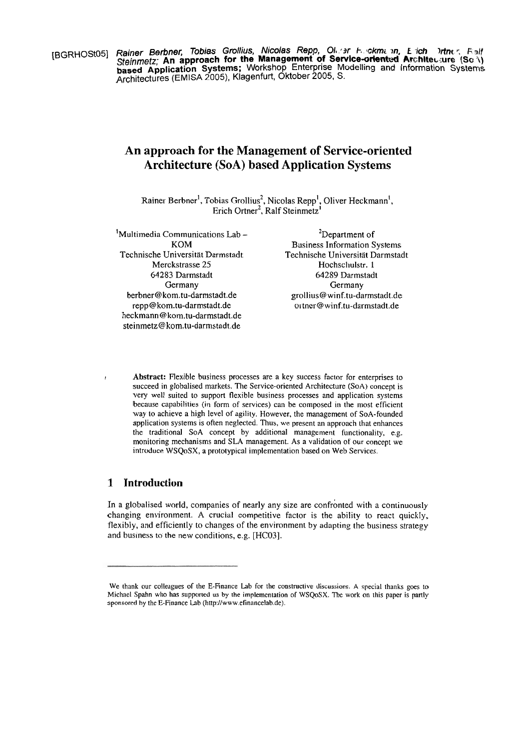[BGRHOSt05] *Rainer Berbner, Tobias Grollius, Nicolas Repp, Ol.ːər F.ːckmɛːn, E ːich ːrtnːr, Fːalf Steinmetz;* **An approach for the Management of Service-oriented Architecture (SoA) based Application Systems;** Workshop Enterprise Modelling and Information Systems Architectures (EMISA 2005), Klagenfurt, Oktober 2005, S.

# An approach for the Management of Service-oriented Architecture (SoA) based Application Systems

Rainer Berbner[1], Tobias Grollius[2], Nicolas Repp[1], Oliver Heckmann[1], Erich Ortner[2], Ralf Steinmetz[1]

[1]Multimedia Communications Lab – KOM
Technische Universität Darmstadt
Merckstrasse 25
64283 Darmstadt
Germany
berbner@kom.tu-darmstadt.de
repp@kom.tu-darmstadt.de
heckmann@kom.tu-darmstadt.de
steinmetz@kom.tu-darmstadt.de

[2]Department of
Business Information Systems
Technische Universität Darmstadt
Hochschulstr. 1
64289 Darmstadt
Germany
grollius@winf.tu-darmstadt.de
ortner@winf.tu-darmstadt.de

**Abstract:** Flexible business processes are a key success factor for enterprises to succeed in globalised markets. The Service-oriented Architecture (SoA) concept is very well suited to support flexible business processes and application systems because capabilities (in form of services) can be composed in the most efficient way to achieve a high level of agility. However, the management of SoA-founded application systems is often neglected. Thus, we present an approach that enhances the traditional SoA concept by additional management functionality, e.g. monitoring mechanisms and SLA management. As a validation of our concept we introduce WSQoSX, a prototypical implementation based on Web Services.

## 1 Introduction

In a globalised world, companies of nearly any size are confronted with a continuously changing environment. A crucial competitive factor is the ability to react quickly, flexibly, and efficiently to changes of the environment by adapting the business strategy and business to the new conditions, e.g. [HC03].

---

We thank our colleagues of the E-Finance Lab for the constructive discussions. A special thanks goes to Michael Spahn who has supported us by the implementation of WSQoSX. The work on this paper is partly sponsored by the E-Finance Lab (http://www.efinancelab.de).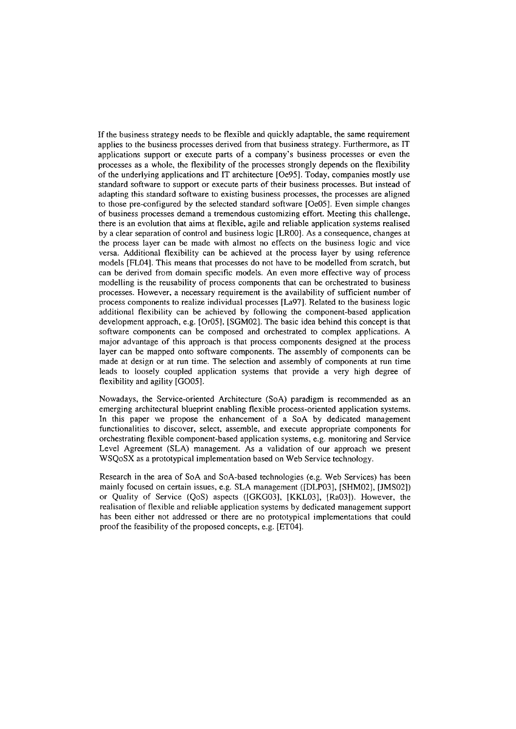If the business strategy needs to be flexible and quickly adaptable, the same requirement applies to the business processes derived from that business strategy. Furthermore, as IT applications support or execute parts of a company's business processes or even the processes as a whole, the flexibility of the processes strongly depends on the flexibility of the underlying applications and IT architecture [Oe95]. Today, companies mostly use standard software to support or execute parts of their business processes. But instead of adapting this standard software to existing business processes, the processes are aligned to those pre-configured by the selected standard software [Oe05]. Even simple changes of business processes demand a tremendous customizing effort. Meeting this challenge, there is an evolution that aims at flexible, agile and reliable application systems realised by a clear separation of control and business logic [LR00]. As a consequence, changes at the process layer can be made with almost no effects on the business logic and vice versa. Additional flexibility can be achieved at the process layer by using reference models [FL04]. This means that processes do not have to be modelled from scratch, but can be derived from domain specific models. An even more effective way of process modelling is the reusability of process components that can be orchestrated to business processes. However, a necessary requirement is the availability of sufficient number of process components to realize individual processes [La97]. Related to the business logic additional flexibility can be achieved by following the component-based application development approach, e.g. [Or05], [SGM02]. The basic idea behind this concept is that software components can be composed and orchestrated to complex applications. A major advantage of this approach is that process components designed at the process layer can be mapped onto software components. The assembly of components can be made at design or at run time. The selection and assembly of components at run time leads to loosely coupled application systems that provide a very high degree of flexibility and agility [GO05].

Nowadays, the Service-oriented Architecture (SoA) paradigm is recommended as an emerging architectural blueprint enabling flexible process-oriented application systems. In this paper we propose the enhancement of a SoA by dedicated management functionalities to discover, select, assemble, and execute appropriate components for orchestrating flexible component-based application systems, e.g. monitoring and Service Level Agreement (SLA) management. As a validation of our approach we present WSQoSX as a prototypical implementation based on Web Service technology.

Research in the area of SoA and SoA-based technologies (e.g. Web Services) has been mainly focused on certain issues, e.g. SLA management ([DLP03], [SHM02], [JMS02]) or Quality of Service (QoS) aspects ([GKG03], [KKL03], [Ra03]). However, the realisation of flexible and reliable application systems by dedicated management support has been either not addressed or there are no prototypical implementations that could proof the feasibility of the proposed concepts, e.g. [ET04].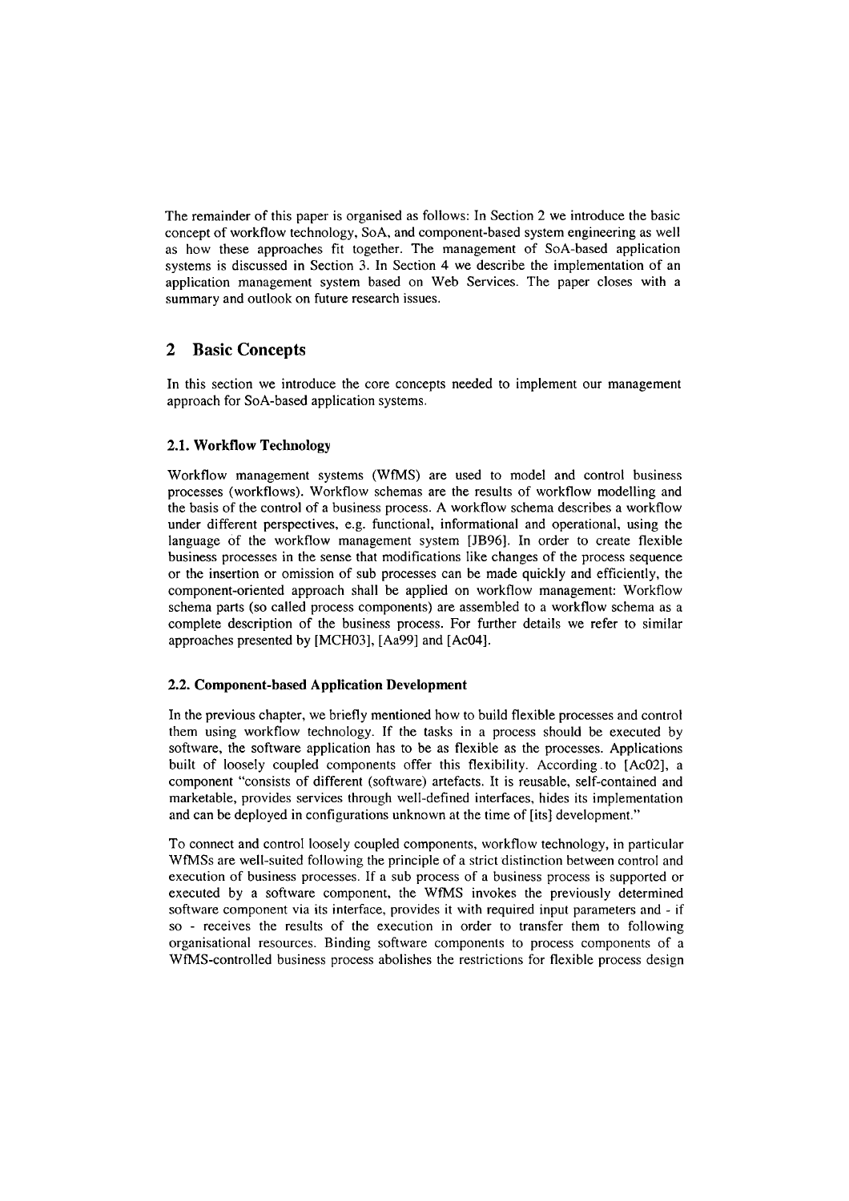The remainder of this paper is organised as follows: In Section 2 we introduce the basic concept of workflow technology, SoA, and component-based system engineering as well as how these approaches fit together. The management of SoA-based application systems is discussed in Section 3. In Section 4 we describe the implementation of an application management system based on Web Services. The paper closes with a summary and outlook on future research issues.

## 2 Basic Concepts

In this section we introduce the core concepts needed to implement our management approach for SoA-based application systems.

### 2.1. Workflow Technology

Workflow management systems (WfMS) are used to model and control business processes (workflows). Workflow schemas are the results of workflow modelling and the basis of the control of a business process. A workflow schema describes a workflow under different perspectives, e.g. functional, informational and operational, using the language of the workflow management system [JB96]. In order to create flexible business processes in the sense that modifications like changes of the process sequence or the insertion or omission of sub processes can be made quickly and efficiently, the component-oriented approach shall be applied on workflow management: Workflow schema parts (so called process components) are assembled to a workflow schema as a complete description of the business process. For further details we refer to similar approaches presented by [MCH03], [Aa99] and [Ac04].

### 2.2. Component-based Application Development

In the previous chapter, we briefly mentioned how to build flexible processes and control them using workflow technology. If the tasks in a process should be executed by software, the software application has to be as flexible as the processes. Applications built of loosely coupled components offer this flexibility. According to [Ac02], a component "consists of different (software) artefacts. It is reusable, self-contained and marketable, provides services through well-defined interfaces, hides its implementation and can be deployed in configurations unknown at the time of [its] development."

To connect and control loosely coupled components, workflow technology, in particular WfMSs are well-suited following the principle of a strict distinction between control and execution of business processes. If a sub process of a business process is supported or executed by a software component, the WfMS invokes the previously determined software component via its interface, provides it with required input parameters and - if so - receives the results of the execution in order to transfer them to following organisational resources. Binding software components to process components of a WfMS-controlled business process abolishes the restrictions for flexible process design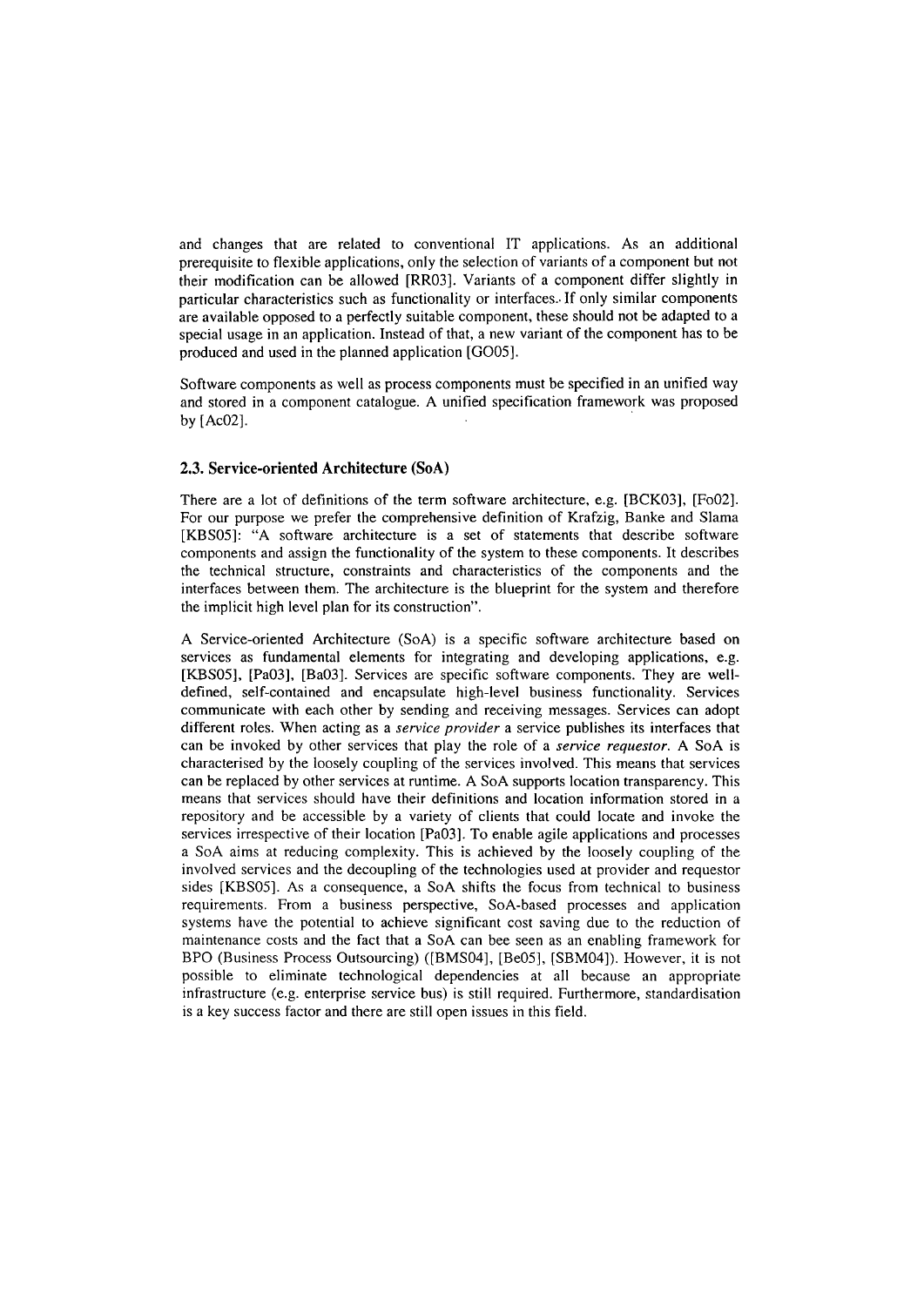and changes that are related to conventional IT applications. As an additional prerequisite to flexible applications, only the selection of variants of a component but not their modification can be allowed [RR03]. Variants of a component differ slightly in particular characteristics such as functionality or interfaces. If only similar components are available opposed to a perfectly suitable component, these should not be adapted to a special usage in an application. Instead of that, a new variant of the component has to be produced and used in the planned application [GO05].

Software components as well as process components must be specified in an unified way and stored in a component catalogue. A unified specification framework was proposed by [Ac02].

### 2.3. Service-oriented Architecture (SoA)

There are a lot of definitions of the term software architecture, e.g. [BCK03], [Fo02]. For our purpose we prefer the comprehensive definition of Krafzig, Banke and Slama [KBS05]: "A software architecture is a set of statements that describe software components and assign the functionality of the system to these components. It describes the technical structure, constraints and characteristics of the components and the interfaces between them. The architecture is the blueprint for the system and therefore the implicit high level plan for its construction".

A Service-oriented Architecture (SoA) is a specific software architecture based on services as fundamental elements for integrating and developing applications, e.g. [KBS05], [Pa03], [Ba03]. Services are specific software components. They are well-defined, self-contained and encapsulate high-level business functionality. Services communicate with each other by sending and receiving messages. Services can adopt different roles. When acting as a *service provider* a service publishes its interfaces that can be invoked by other services that play the role of a *service requestor*. A SoA is characterised by the loosely coupling of the services involved. This means that services can be replaced by other services at runtime. A SoA supports location transparency. This means that services should have their definitions and location information stored in a repository and be accessible by a variety of clients that could locate and invoke the services irrespective of their location [Pa03]. To enable agile applications and processes a SoA aims at reducing complexity. This is achieved by the loosely coupling of the involved services and the decoupling of the technologies used at provider and requestor sides [KBS05]. As a consequence, a SoA shifts the focus from technical to business requirements. From a business perspective, SoA-based processes and application systems have the potential to achieve significant cost saving due to the reduction of maintenance costs and the fact that a SoA can bee seen as an enabling framework for BPO (Business Process Outsourcing) ([BMS04], [Be05], [SBM04]). However, it is not possible to eliminate technological dependencies at all because an appropriate infrastructure (e.g. enterprise service bus) is still required. Furthermore, standardisation is a key success factor and there are still open issues in this field.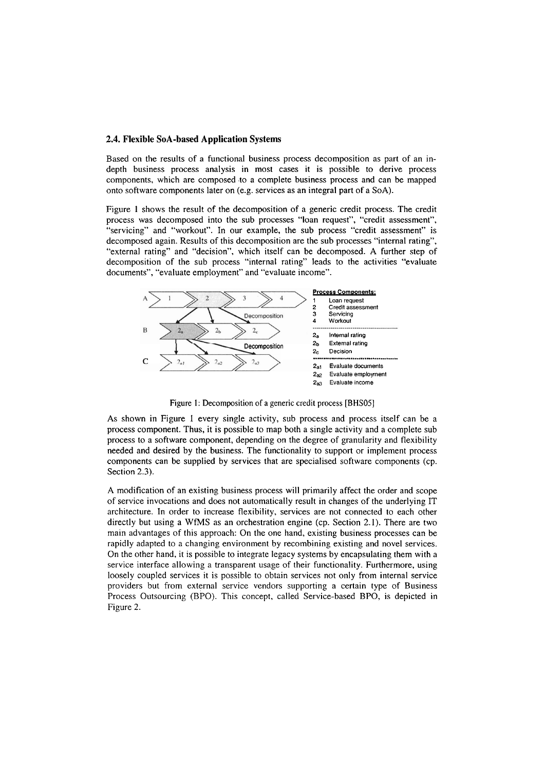### 2.4. Flexible SoA-based Application Systems

Based on the results of a functional business process decomposition as part of an in-depth business process analysis in most cases it is possible to derive process components, which are composed to a complete business process and can be mapped onto software components later on (e.g. services as an integral part of a SoA).

Figure 1 shows the result of the decomposition of a generic credit process. The credit process was decomposed into the sub processes "loan request", "credit assessment", "servicing" and "workout". In our example, the sub process "credit assessment" is decomposed again. Results of this decomposition are the sub processes "internal rating", "external rating" and "decision", which itself can be decomposed. A further step of decomposition of the sub process "internal rating" leads to the activities "evaluate documents", "evaluate employment" and "evaluate income".

**Process Components:**

1 Loan request
2 Credit assessment
3 Servicing
4 Workout

$2_a$ Internal rating
$2_b$ External rating
$2_c$ Decision

$2_{a1}$ Evaluate documents
$2_{a2}$ Evaluate employment
$2_{a3}$ Evaluate income

Figure 1: Decomposition of a generic credit process [BHS05]

As shown in Figure 1 every single activity, sub process and process itself can be a process component. Thus, it is possible to map both a single activity and a complete sub process to a software component, depending on the degree of granularity and flexibility needed and desired by the business. The functionality to support or implement process components can be supplied by services that are specialised software components (cp. Section 2.3).

A modification of an existing business process will primarily affect the order and scope of service invocations and does not automatically result in changes of the underlying IT architecture. In order to increase flexibility, services are not connected to each other directly but using a WfMS as an orchestration engine (cp. Section 2.1). There are two main advantages of this approach: On the one hand, existing business processes can be rapidly adapted to a changing environment by recombining existing and novel services. On the other hand, it is possible to integrate legacy systems by encapsulating them with a service interface allowing a transparent usage of their functionality. Furthermore, using loosely coupled services it is possible to obtain services not only from internal service providers but from external service vendors supporting a certain type of Business Process Outsourcing (BPO). This concept, called Service-based BPO, is depicted in Figure 2.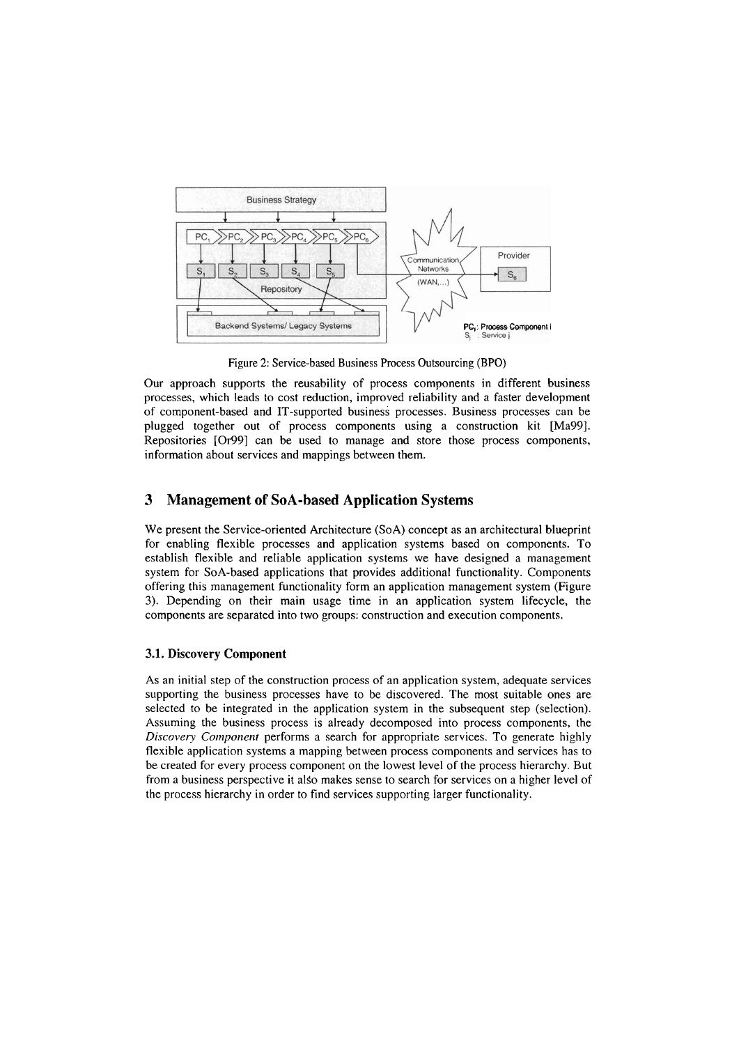Figure 2: Service-based Business Process Outsourcing (BPO)

Our approach supports the reusability of process components in different business processes, which leads to cost reduction, improved reliability and a faster development of component-based and IT-supported business processes. Business processes can be plugged together out of process components using a construction kit [Ma99]. Repositories [Or99] can be used to manage and store those process components, information about services and mappings between them.

## 3 Management of SoA-based Application Systems

We present the Service-oriented Architecture (SoA) concept as an architectural blueprint for enabling flexible processes and application systems based on components. To establish flexible and reliable application systems we have designed a management system for SoA-based applications that provides additional functionality. Components offering this management functionality form an application management system (Figure 3). Depending on their main usage time in an application system lifecycle, the components are separated into two groups: construction and execution components.

### 3.1. Discovery Component

As an initial step of the construction process of an application system, adequate services supporting the business processes have to be discovered. The most suitable ones are selected to be integrated in the application system in the subsequent step (selection). Assuming the business process is already decomposed into process components, the *Discovery Component* performs a search for appropriate services. To generate highly flexible application systems a mapping between process components and services has to be created for every process component on the lowest level of the process hierarchy. But from a business perspective it also makes sense to search for services on a higher level of the process hierarchy in order to find services supporting larger functionality.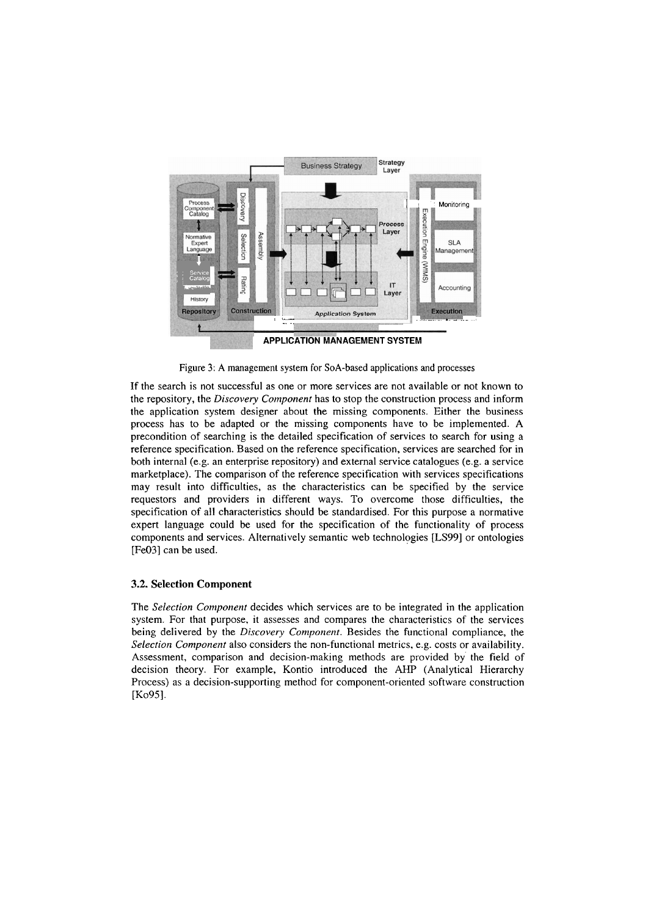Figure 3: A management system for SoA-based applications and processes

If the search is not successful as one or more services are not available or not known to the repository, the *Discovery Component* has to stop the construction process and inform the application system designer about the missing components. Either the business process has to be adapted or the missing components have to be implemented. A precondition of searching is the detailed specification of services to search for using a reference specification. Based on the reference specification, services are searched for in both internal (e.g. an enterprise repository) and external service catalogues (e.g. a service marketplace). The comparison of the reference specification with services specifications may result into difficulties, as the characteristics can be specified by the service requestors and providers in different ways. To overcome those difficulties, the specification of all characteristics should be standardised. For this purpose a normative expert language could be used for the specification of the functionality of process components and services. Alternatively semantic web technologies [LS99] or ontologies [Fe03] can be used.

### 3.2. Selection Component

The *Selection Component* decides which services are to be integrated in the application system. For that purpose, it assesses and compares the characteristics of the services being delivered by the *Discovery Component*. Besides the functional compliance, the *Selection Component* also considers the non-functional metrics, e.g. costs or availability. Assessment, comparison and decision-making methods are provided by the field of decision theory. For example, Kontio introduced the AHP (Analytical Hierarchy Process) as a decision-supporting method for component-oriented software construction [Ko95].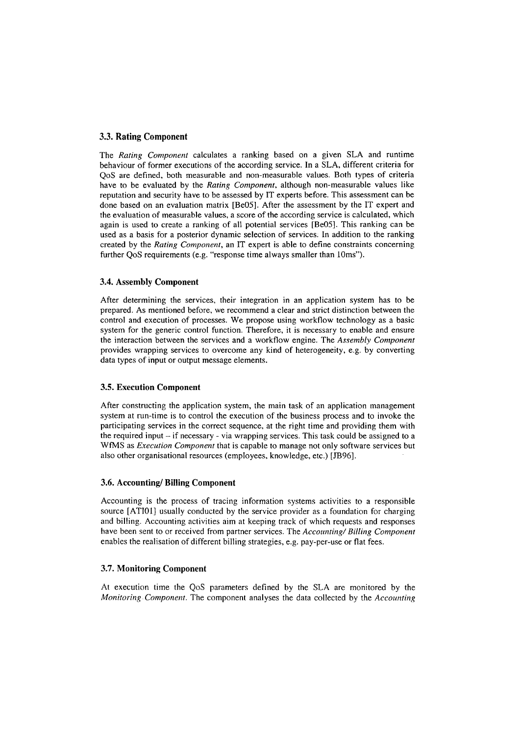### 3.3. Rating Component

The *Rating Component* calculates a ranking based on a given SLA and runtime behaviour of former executions of the according service. In a SLA, different criteria for QoS are defined, both measurable and non-measurable values. Both types of criteria have to be evaluated by the *Rating Component*, although non-measurable values like reputation and security have to be assessed by IT experts before. This assessment can be done based on an evaluation matrix [Be05]. After the assessment by the IT expert and the evaluation of measurable values, a score of the according service is calculated, which again is used to create a ranking of all potential services [Be05]. This ranking can be used as a basis for a posterior dynamic selection of services. In addition to the ranking created by the *Rating Component*, an IT expert is able to define constraints concerning further QoS requirements (e.g. "response time always smaller than 10ms").

### 3.4. Assembly Component

After determining the services, their integration in an application system has to be prepared. As mentioned before, we recommend a clear and strict distinction between the control and execution of processes. We propose using workflow technology as a basic system for the generic control function. Therefore, it is necessary to enable and ensure the interaction between the services and a workflow engine. The *Assembly Component* provides wrapping services to overcome any kind of heterogeneity, e.g. by converting data types of input or output message elements.

### 3.5. Execution Component

After constructing the application system, the main task of an application management system at run-time is to control the execution of the business process and to invoke the participating services in the correct sequence, at the right time and providing them with the required input – if necessary - via wrapping services. This task could be assigned to a WfMS as *Execution Component* that is capable to manage not only software services but also other organisational resources (employees, knowledge, etc.) [JB96].

### 3.6. Accounting/ Billing Component

Accounting is the process of tracing information systems activities to a responsible source [ATI01] usually conducted by the service provider as a foundation for charging and billing. Accounting activities aim at keeping track of which requests and responses have been sent to or received from partner services. The *Accounting/ Billing Component* enables the realisation of different billing strategies, e.g. pay-per-use or flat fees.

### 3.7. Monitoring Component

At execution time the QoS parameters defined by the SLA are monitored by the *Monitoring Component*. The component analyses the data collected by the *Accounting*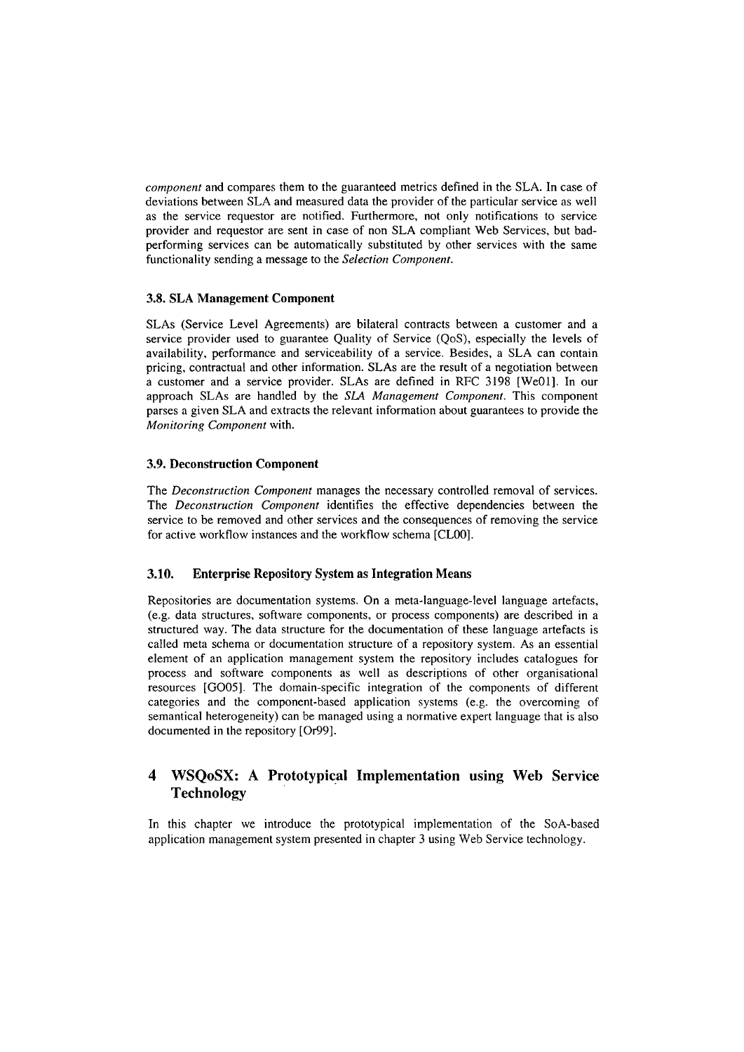*component* and compares them to the guaranteed metrics defined in the SLA. In case of deviations between SLA and measured data the provider of the particular service as well as the service requestor are notified. Furthermore, not only notifications to service provider and requestor are sent in case of non SLA compliant Web Services, but bad-performing services can be automatically substituted by other services with the same functionality sending a message to the *Selection Component*.

### 3.8. SLA Management Component

SLAs (Service Level Agreements) are bilateral contracts between a customer and a service provider used to guarantee Quality of Service (QoS), especially the levels of availability, performance and serviceability of a service. Besides, a SLA can contain pricing, contractual and other information. SLAs are the result of a negotiation between a customer and a service provider. SLAs are defined in RFC 3198 [We01]. In our approach SLAs are handled by the *SLA Management Component*. This component parses a given SLA and extracts the relevant information about guarantees to provide the *Monitoring Component* with.

### 3.9. Deconstruction Component

The *Deconstruction Component* manages the necessary controlled removal of services. The *Deconstruction Component* identifies the effective dependencies between the service to be removed and other services and the consequences of removing the service for active workflow instances and the workflow schema [CL00].

### 3.10. Enterprise Repository System as Integration Means

Repositories are documentation systems. On a meta-language-level language artefacts, (e.g. data structures, software components, or process components) are described in a structured way. The data structure for the documentation of these language artefacts is called meta schema or documentation structure of a repository system. As an essential element of an application management system the repository includes catalogues for process and software components as well as descriptions of other organisational resources [GO05]. The domain-specific integration of the components of different categories and the component-based application systems (e.g. the overcoming of semantical heterogeneity) can be managed using a normative expert language that is also documented in the repository [Or99].

## 4 WSQoSX: A Prototypical Implementation using Web Service Technology

In this chapter we introduce the prototypical implementation of the SoA-based application management system presented in chapter 3 using Web Service technology.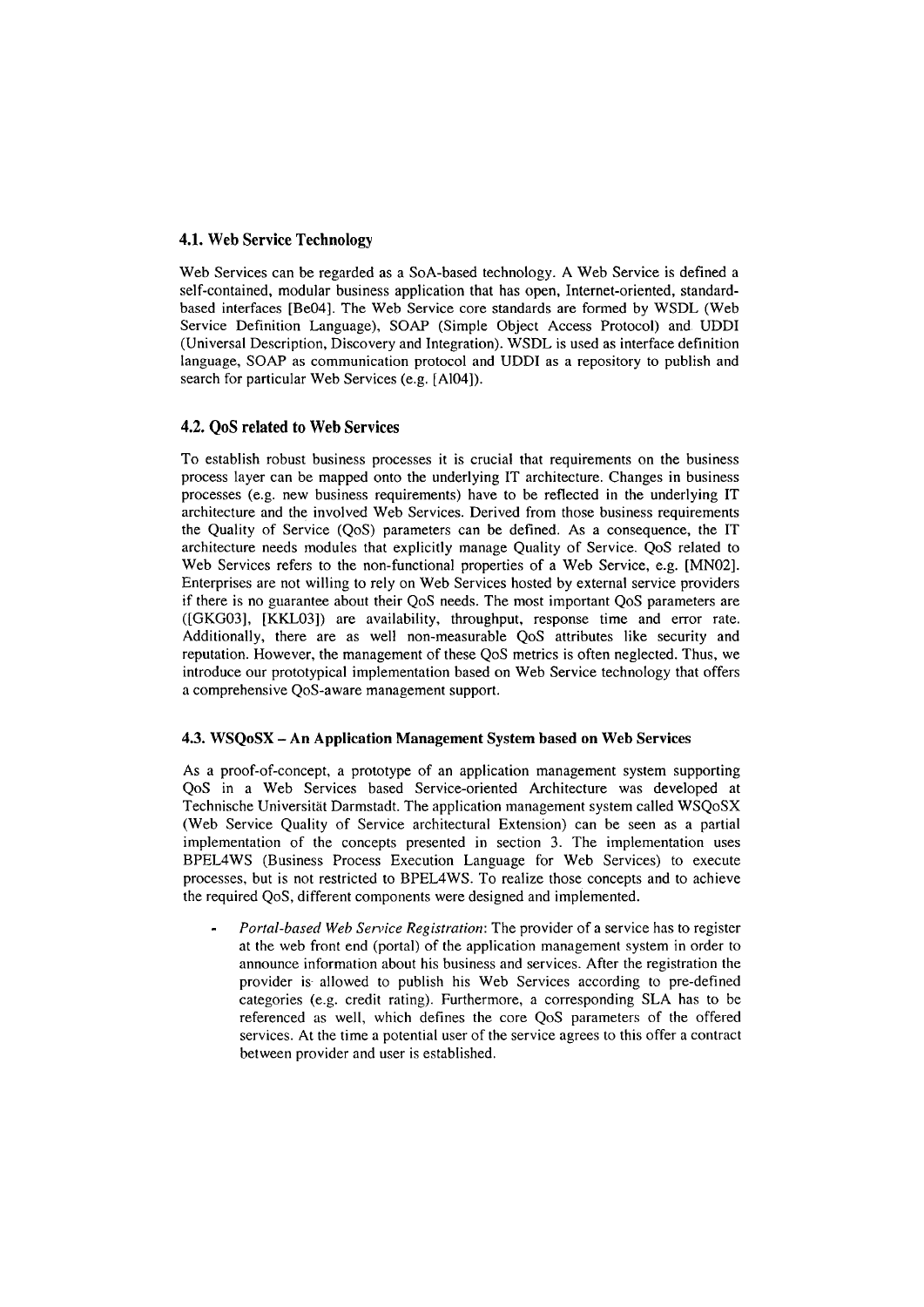### 4.1. Web Service Technology

Web Services can be regarded as a SoA-based technology. A Web Service is defined a self-contained, modular business application that has open, Internet-oriented, standard-based interfaces [Be04]. The Web Service core standards are formed by WSDL (Web Service Definition Language), SOAP (Simple Object Access Protocol) and UDDI (Universal Description, Discovery and Integration). WSDL is used as interface definition language, SOAP as communication protocol and UDDI as a repository to publish and search for particular Web Services (e.g. [Al04]).

### 4.2. QoS related to Web Services

To establish robust business processes it is crucial that requirements on the business process layer can be mapped onto the underlying IT architecture. Changes in business processes (e.g. new business requirements) have to be reflected in the underlying IT architecture and the involved Web Services. Derived from those business requirements the Quality of Service (QoS) parameters can be defined. As a consequence, the IT architecture needs modules that explicitly manage Quality of Service. QoS related to Web Services refers to the non-functional properties of a Web Service, e.g. [MN02]. Enterprises are not willing to rely on Web Services hosted by external service providers if there is no guarantee about their QoS needs. The most important QoS parameters are ([GKG03], [KKL03]) are availability, throughput, response time and error rate. Additionally, there are as well non-measurable QoS attributes like security and reputation. However, the management of these QoS metrics is often neglected. Thus, we introduce our prototypical implementation based on Web Service technology that offers a comprehensive QoS-aware management support.

### 4.3. WSQoSX – An Application Management System based on Web Services

As a proof-of-concept, a prototype of an application management system supporting QoS in a Web Services based Service-oriented Architecture was developed at Technische Universität Darmstadt. The application management system called WSQoSX (Web Service Quality of Service architectural Extension) can be seen as a partial implementation of the concepts presented in section 3. The implementation uses BPEL4WS (Business Process Execution Language for Web Services) to execute processes, but is not restricted to BPEL4WS. To realize those concepts and to achieve the required QoS, different components were designed and implemented.

- *Portal-based Web Service Registration*: The provider of a service has to register at the web front end (portal) of the application management system in order to announce information about his business and services. After the registration the provider is allowed to publish his Web Services according to pre-defined categories (e.g. credit rating). Furthermore, a corresponding SLA has to be referenced as well, which defines the core QoS parameters of the offered services. At the time a potential user of the service agrees to this offer a contract between provider and user is established.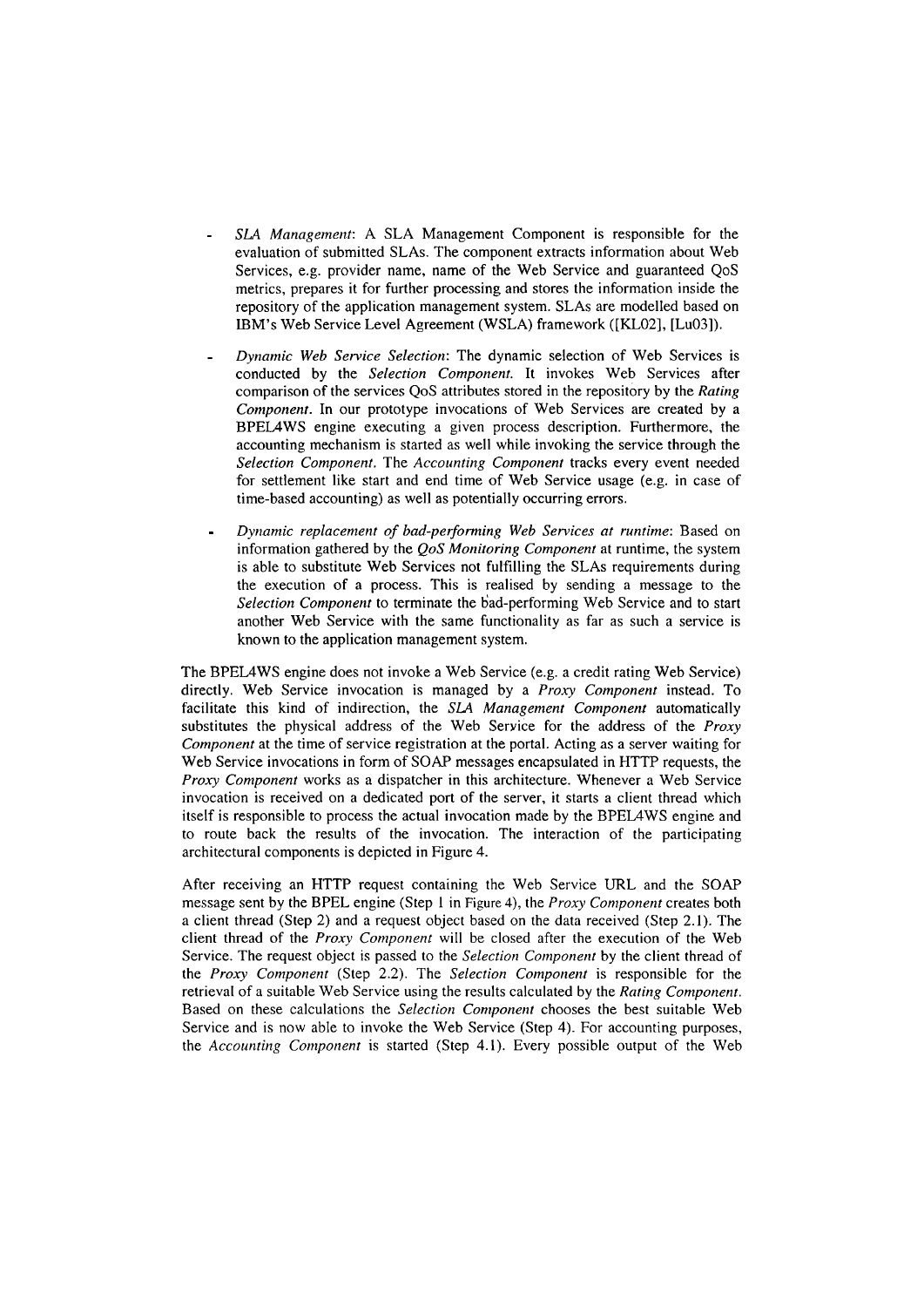- *SLA Management*: A SLA Management Component is responsible for the evaluation of submitted SLAs. The component extracts information about Web Services, e.g. provider name, name of the Web Service and guaranteed QoS metrics, prepares it for further processing and stores the information inside the repository of the application management system. SLAs are modelled based on IBM's Web Service Level Agreement (WSLA) framework ([KL02], [Lu03]).

- *Dynamic Web Service Selection*: The dynamic selection of Web Services is conducted by the *Selection Component*. It invokes Web Services after comparison of the services QoS attributes stored in the repository by the *Rating Component*. In our prototype invocations of Web Services are created by a BPEL4WS engine executing a given process description. Furthermore, the accounting mechanism is started as well while invoking the service through the *Selection Component*. The *Accounting Component* tracks every event needed for settlement like start and end time of Web Service usage (e.g. in case of time-based accounting) as well as potentially occurring errors.

- *Dynamic replacement of bad-performing Web Services at runtime*: Based on information gathered by the *QoS Monitoring Component* at runtime, the system is able to substitute Web Services not fulfilling the SLAs requirements during the execution of a process. This is realised by sending a message to the *Selection Component* to terminate the bad-performing Web Service and to start another Web Service with the same functionality as far as such a service is known to the application management system.

The BPEL4WS engine does not invoke a Web Service (e.g. a credit rating Web Service) directly. Web Service invocation is managed by a *Proxy Component* instead. To facilitate this kind of indirection, the *SLA Management Component* automatically substitutes the physical address of the Web Service for the address of the *Proxy Component* at the time of service registration at the portal. Acting as a server waiting for Web Service invocations in form of SOAP messages encapsulated in HTTP requests, the *Proxy Component* works as a dispatcher in this architecture. Whenever a Web Service invocation is received on a dedicated port of the server, it starts a client thread which itself is responsible to process the actual invocation made by the BPEL4WS engine and to route back the results of the invocation. The interaction of the participating architectural components is depicted in Figure 4.

After receiving an HTTP request containing the Web Service URL and the SOAP message sent by the BPEL engine (Step 1 in Figure 4), the *Proxy Component* creates both a client thread (Step 2) and a request object based on the data received (Step 2.1). The client thread of the *Proxy Component* will be closed after the execution of the Web Service. The request object is passed to the *Selection Component* by the client thread of the *Proxy Component* (Step 2.2). The *Selection Component* is responsible for the retrieval of a suitable Web Service using the results calculated by the *Rating Component*. Based on these calculations the *Selection Component* chooses the best suitable Web Service and is now able to invoke the Web Service (Step 4). For accounting purposes, the *Accounting Component* is started (Step 4.1). Every possible output of the Web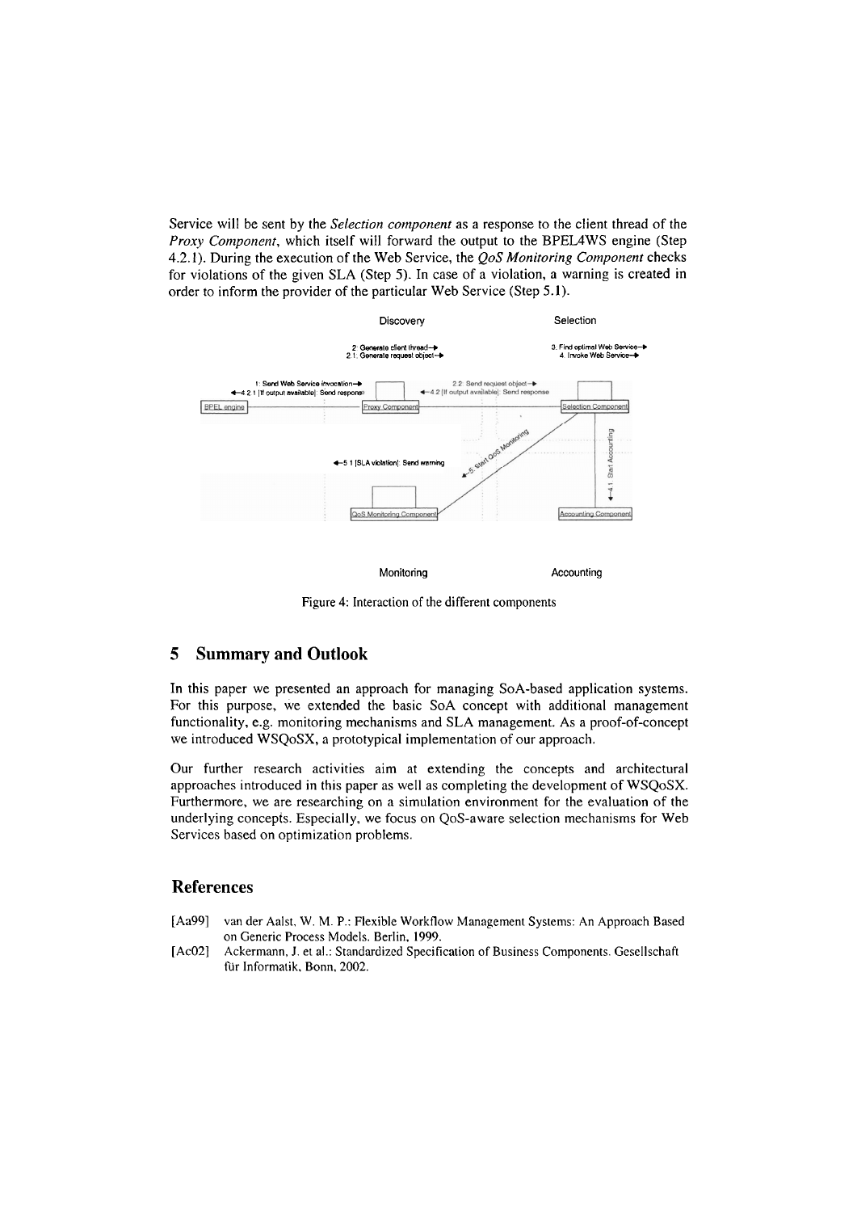Service will be sent by the *Selection component* as a response to the client thread of the *Proxy Component*, which itself will forward the output to the BPEL4WS engine (Step 4.2.1). During the execution of the Web Service, the *QoS Monitoring Component* checks for violations of the given SLA (Step 5). In case of a violation, a warning is created in order to inform the provider of the particular Web Service (Step 5.1).

Figure 4: Interaction of the different components

## 5 Summary and Outlook

In this paper we presented an approach for managing SoA-based application systems. For this purpose, we extended the basic SoA concept with additional management functionality, e.g. monitoring mechanisms and SLA management. As a proof-of-concept we introduced WSQoSX, a prototypical implementation of our approach.

Our further research activities aim at extending the concepts and architectural approaches introduced in this paper as well as completing the development of WSQoSX. Furthermore, we are researching on a simulation environment for the evaluation of the underlying concepts. Especially, we focus on QoS-aware selection mechanisms for Web Services based on optimization problems.

## References

- [Aa99] van der Aalst, W. M. P.: Flexible Workflow Management Systems: An Approach Based on Generic Process Models. Berlin, 1999.
- [Ac02] Ackermann, J. et al.: Standardized Specification of Business Components. Gesellschaft für Informatik, Bonn, 2002.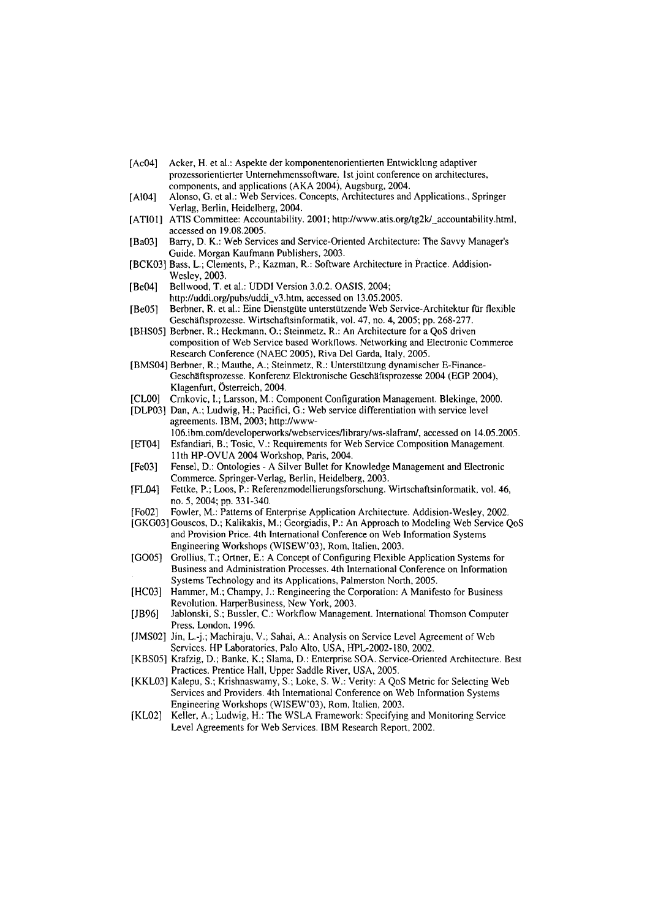[Ac04] Acker, H. et al.: Aspekte der komponentenorientierten Entwicklung adaptiver prozessorientierter Unternehmenssoftware. 1st joint conference on architectures, components, and applications (AKA 2004), Augsburg, 2004.

[Al04] Alonso, G. et al.: Web Services. Concepts, Architectures and Applications., Springer Verlag, Berlin, Heidelberg, 2004.

[ATI01] ATIS Committee: Accountability. 2001; http://www.atis.org/tg2k/_accountability.html, accessed on 19.08.2005.

[Ba03] Barry, D. K.: Web Services and Service-Oriented Architecture: The Savvy Manager's Guide. Morgan Kaufmann Publishers, 2003.

[BCK03] Bass, L.; Clements, P.; Kazman, R.: Software Architecture in Practice. Addision-Wesley, 2003.

[Be04] Bellwood, T. et al.: UDDI Version 3.0.2. OASIS, 2004; http://uddi.org/pubs/uddi_v3.htm, accessed on 13.05.2005.

[Be05] Berbner, R. et al.: Eine Dienstgüte unterstützende Web Service-Architektur für flexible Geschäftsprozesse. Wirtschaftsinformatik, vol. 47, no. 4, 2005; pp. 268-277.

[BHS05] Berbner, R.; Heckmann, O.; Steinmetz, R.: An Architecture for a QoS driven composition of Web Service based Workflows. Networking and Electronic Commerce Research Conference (NAEC 2005), Riva Del Garda, Italy, 2005.

[BMS04] Berbner, R.; Mauthe, A.; Steinmetz, R.: Unterstützung dynamischer E-Finance-Geschäftsprozesse. Konferenz Elektronische Geschäftsprozesse 2004 (EGP 2004), Klagenfurt, Österreich, 2004.

[CL00] Crnkovic, I.; Larsson, M.: Component Configuration Management. Blekinge, 2000.

[DLP03] Dan, A.; Ludwig, H.; Pacifici, G.: Web service differentiation with service level agreements. IBM, 2003; http://www-106.ibm.com/developerworks/webservices/library/ws-slafram/, accessed on 14.05.2005.

[ET04] Esfandiari, B.; Tosic, V.: Requirements for Web Service Composition Management. 11th HP-OVUA 2004 Workshop, Paris, 2004.

[Fe03] Fensel, D.: Ontologies - A Silver Bullet for Knowledge Management and Electronic Commerce. Springer-Verlag, Berlin, Heidelberg, 2003.

[FL04] Fettke, P.; Loos, P.: Referenzmodellierungsforschung. Wirtschaftsinformatik, vol. 46, no. 5, 2004; pp. 331-340.

[Fo02] Fowler, M.: Patterns of Enterprise Application Architecture. Addision-Wesley, 2002.

[GKG03] Gouscos, D.; Kalikakis, M.; Georgiadis, P.: An Approach to Modeling Web Service QoS and Provision Price. 4th International Conference on Web Information Systems Engineering Workshops (WISEW'03), Rom, Italien, 2003.

[GO05] Grollius, T.; Ortner, E.: A Concept of Configuring Flexible Application Systems for Business and Administration Processes. 4th International Conference on Information Systems Technology and its Applications, Palmerston North, 2005.

[HC03] Hammer, M.; Champy, J.: Rengineering the Corporation: A Manifesto for Business Revolution. HarperBusiness, New York, 2003.

[JB96] Jablonski, S.; Bussler, C.: Workflow Management. International Thomson Computer Press, London, 1996.

[JMS02] Jin, L.-j.; Machiraju, V.; Sahai, A.: Analysis on Service Level Agreement of Web Services. HP Laboratories, Palo Alto, USA, HPL-2002-180, 2002.

[KBS05] Krafzig, D.; Banke, K.; Slama, D.: Enterprise SOA. Service-Oriented Architecture. Best Practices. Prentice Hall, Upper Saddle River, USA, 2005.

[KKL03] Kalepu, S.; Krishnaswamy, S.; Loke, S. W.: Verity: A QoS Metric for Selecting Web Services and Providers. 4th International Conference on Web Information Systems Engineering Workshops (WISEW'03), Rom, Italien, 2003.

[KL02] Keller, A.; Ludwig, H.: The WSLA Framework: Specifying and Monitoring Service Level Agreements for Web Services. IBM Research Report, 2002.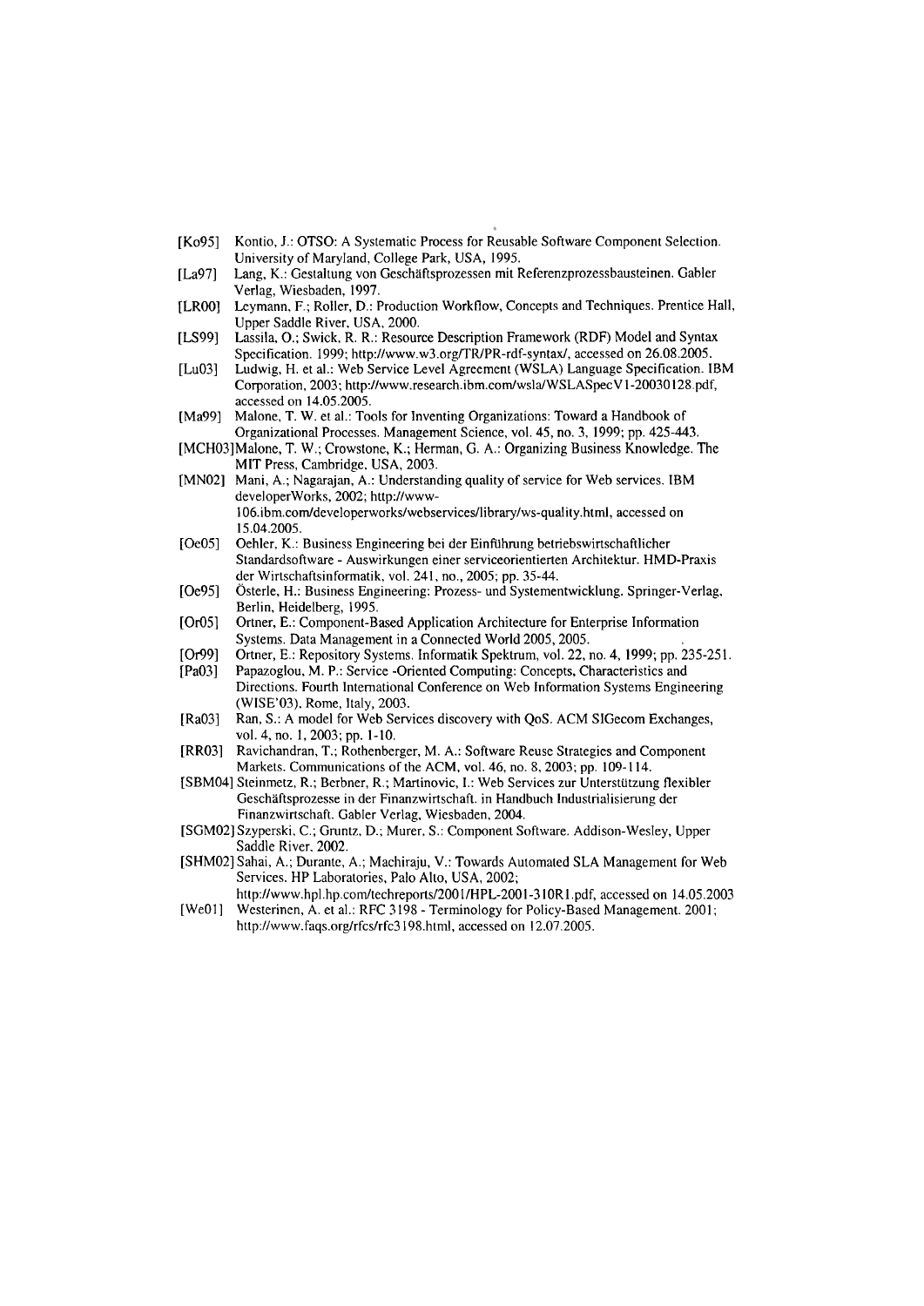[Ko95] Kontio, J.: OTSO: A Systematic Process for Reusable Software Component Selection. University of Maryland, College Park, USA, 1995.

[La97] Lang, K.: Gestaltung von Geschäftsprozessen mit Referenzprozessbausteinen. Gabler Verlag, Wiesbaden, 1997.

[LR00] Leymann, F.; Roller, D.: Production Workflow, Concepts and Techniques. Prentice Hall, Upper Saddle River, USA, 2000.

[LS99] Lassila, O.; Swick, R. R.: Resource Description Framework (RDF) Model and Syntax Specification. 1999; http://www.w3.org/TR/PR-rdf-syntax/, accessed on 26.08.2005.

[Lu03] Ludwig, H. et al.: Web Service Level Agreement (WSLA) Language Specification. IBM Corporation, 2003; http://www.research.ibm.com/wsla/WSLASpecV1-20030128.pdf, accessed on 14.05.2005.

[Ma99] Malone, T. W. et al.: Tools for Inventing Organizations: Toward a Handbook of Organizational Processes. Management Science, vol. 45, no. 3, 1999; pp. 425-443.

[MCH03] Malone, T. W.; Crowstone, K.; Herman, G. A.: Organizing Business Knowledge. The MIT Press, Cambridge, USA, 2003.

[MN02] Mani, A.; Nagarajan, A.: Understanding quality of service for Web services. IBM developerWorks, 2002; http://www-106.ibm.com/developerworks/webservices/library/ws-quality.html, accessed on 15.04.2005.

[Oe05] Oehler, K.: Business Engineering bei der Einführung betriebswirtschaftlicher Standardsoftware - Auswirkungen einer serviceorientierten Architektur. HMD-Praxis der Wirtschaftsinformatik, vol. 241, no., 2005; pp. 35-44.

[Oe95] Österle, H.: Business Engineering: Prozess- und Systementwicklung. Springer-Verlag, Berlin, Heidelberg, 1995.

[Or05] Ortner, E.: Component-Based Application Architecture for Enterprise Information Systems. Data Management in a Connected World 2005, 2005.

[Or99] Ortner, E.: Repository Systems. Informatik Spektrum, vol. 22, no. 4, 1999; pp. 235-251.

[Pa03] Papazoglou, M. P.: Service -Oriented Computing: Concepts, Characteristics and Directions. Fourth International Conference on Web Information Systems Engineering (WISE'03), Rome, Italy, 2003.

[Ra03] Ran, S.: A model for Web Services discovery with QoS. ACM SIGecom Exchanges, vol. 4, no. 1, 2003; pp. 1-10.

[RR03] Ravichandran, T.; Rothenberger, M. A.: Software Reuse Strategies and Component Markets. Communications of the ACM, vol. 46, no. 8, 2003; pp. 109-114.

[SBM04] Steinmetz, R.; Berbner, R.; Martinovic, I.: Web Services zur Unterstützung flexibler Geschäftsprozesse in der Finanzwirtschaft. in Handbuch Industrialisierung der Finanzwirtschaft. Gabler Verlag, Wiesbaden, 2004.

[SGM02] Szyperski, C.; Gruntz, D.; Murer, S.: Component Software. Addison-Wesley, Upper Saddle River, 2002.

[SHM02] Sahai, A.; Durante, A.; Machiraju, V.: Towards Automated SLA Management for Web Services. HP Laboratories, Palo Alto, USA, 2002; http://www.hpl.hp.com/techreports/2001/HPL-2001-310R1.pdf, accessed on 14.05.2003

[We01] Westerinen, A. et al.: RFC 3198 - Terminology for Policy-Based Management. 2001; http://www.faqs.org/rfcs/rfc3198.html, accessed on 12.07.2005.